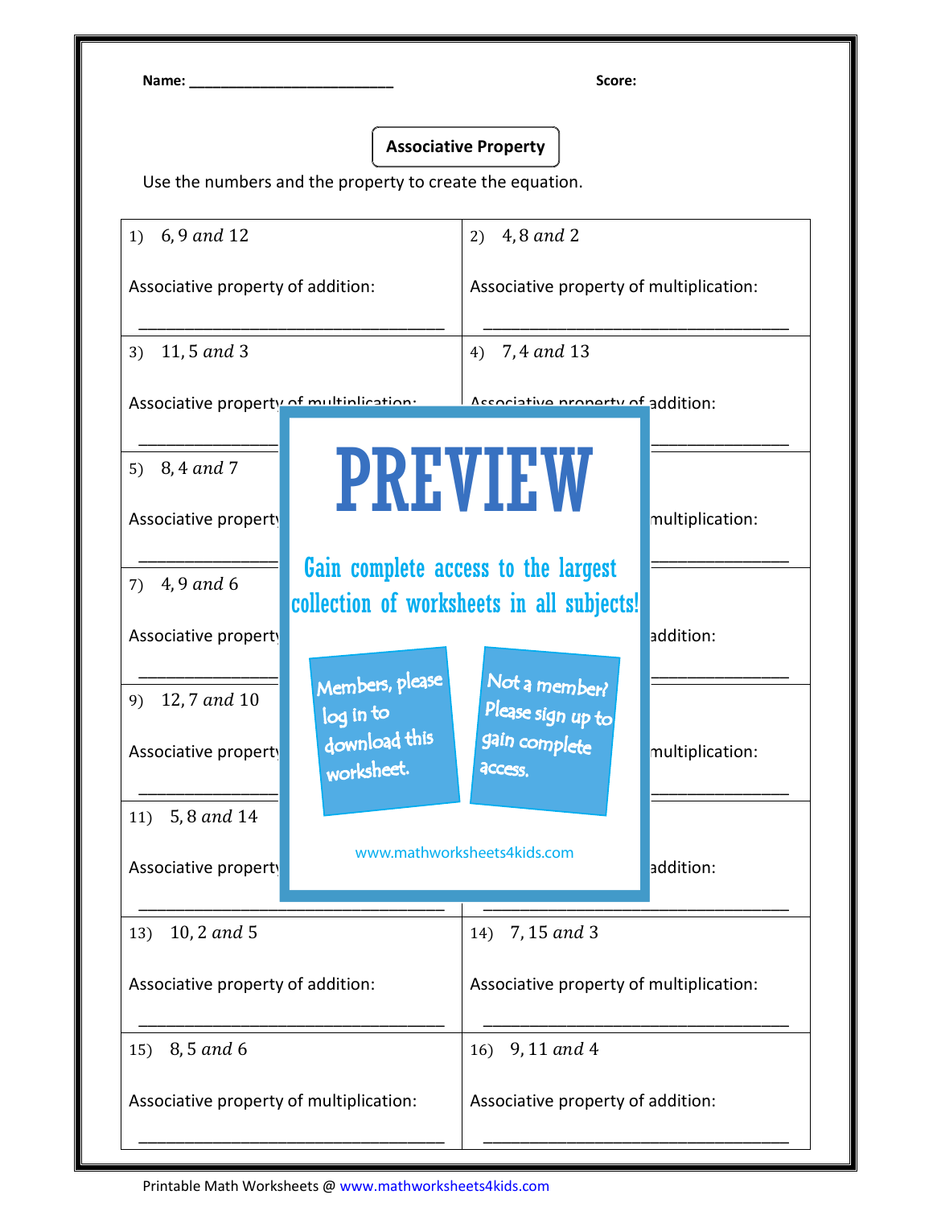Name: ________________________ Score:

## Associative Property

Use the numbers and the property to create the equation.

| | |
|---|---|
| 1) $6, 9$ *and* $12$<br><br>Associative property of addition:<br><br>________________________________ | 2) $4, 8$ *and* $2$<br><br>Associative property of multiplication:<br><br>________________________________ |
| 3) $11, 5$ *and* $3$<br><br>Associative property of multiplication:<br><br>________________________________ | 4) $7, 4$ *and* $13$<br><br>Associative property of addition:<br><br>________________________________ |
| 5) $8, 4$ *and* $7$<br><br>Associative property<br><br>________________________________ | multiplication:<br><br>________________________________ |
| 7) $4, 9$ *and* $6$<br><br>Associative property<br><br>________________________________ | addition:<br><br>________________________________ |
| 9) $12, 7$ *and* $10$<br><br>Associative property<br><br>________________________________ | multiplication:<br><br>________________________________ |
| 11) $5, 8$ *and* $14$<br><br>Associative property<br><br>________________________________ | addition:<br><br>________________________________ |
| 13) $10, 2$ *and* $5$<br><br>Associative property of addition:<br><br>________________________________ | 14) $7, 15$ *and* $3$<br><br>Associative property of multiplication:<br><br>________________________________ |
| 15) $8, 5$ *and* $6$<br><br>Associative property of multiplication:<br><br>________________________________ | 16) $9, 11$ *and* $4$<br><br>Associative property of addition:<br><br>________________________________ |

**PREVIEW**

Gain complete access to the largest collection of worksheets in all subjects!

Members, please log in to download this worksheet.

Not a member? Please sign up to gain complete access.

www.mathworksheets4kids.com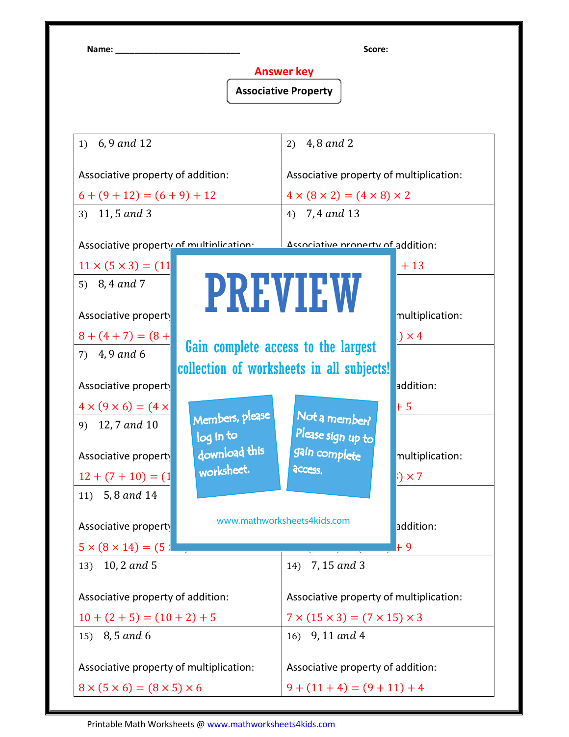Name: ___________________________ Score:

**Answer key**

## Associative Property

| | |
|---|---|
| 1) $6, 9 \text{ and } 12$<br><br>Associative property of addition:<br>$6 + (9 + 12) = (6 + 9) + 12$ | 2) $4, 8 \text{ and } 2$<br><br>Associative property of multiplication:<br>$4 \times (8 \times 2) = (4 \times 8) \times 2$ |
| 3) $11, 5 \text{ and } 3$<br><br>Associative property of multiplication:<br>$11 \times (5 \times 3) = (11$ | 4) $7, 4 \text{ and } 13$<br><br>Associative property of addition:<br>$+ 13$ |
| 5) $8, 4 \text{ and } 7$<br><br>Associative property<br>$8 + (4 + 7) = (8 +$ | multiplication:<br>$) \times 4$ |
| 7) $4, 9 \text{ and } 6$<br><br>Associative property<br>$4 \times (9 \times 6) = (4 \times$ | addition:<br>$+ 5$ |
| 9) $12, 7 \text{ and } 10$<br><br>Associative property<br>$12 + (7 + 10) = (1$ | multiplication:<br>$) \times 7$ |
| 11) $5, 8 \text{ and } 14$<br><br>Associative property<br>$5 \times (8 \times 14) = (5$ | addition:<br>$+ 9$ |
| 13) $10, 2 \text{ and } 5$<br><br>Associative property of addition:<br>$10 + (2 + 5) = (10 + 2) + 5$ | 14) $7, 15 \text{ and } 3$<br><br>Associative property of multiplication:<br>$7 \times (15 \times 3) = (7 \times 15) \times 3$ |
| 15) $8, 5 \text{ and } 6$<br><br>Associative property of multiplication:<br>$8 \times (5 \times 6) = (8 \times 5) \times 6$ | 16) $9, 11 \text{ and } 4$<br><br>Associative property of addition:<br>$9 + (11 + 4) = (9 + 11) + 4$ |

PREVIEW

Gain complete access to the largest collection of worksheets in all subjects!

Members, please log in to download this worksheet.

Not a member? Please sign up to gain complete access.

www.mathworksheets4kids.com

Printable Math Worksheets @ www.mathworksheets4kids.com